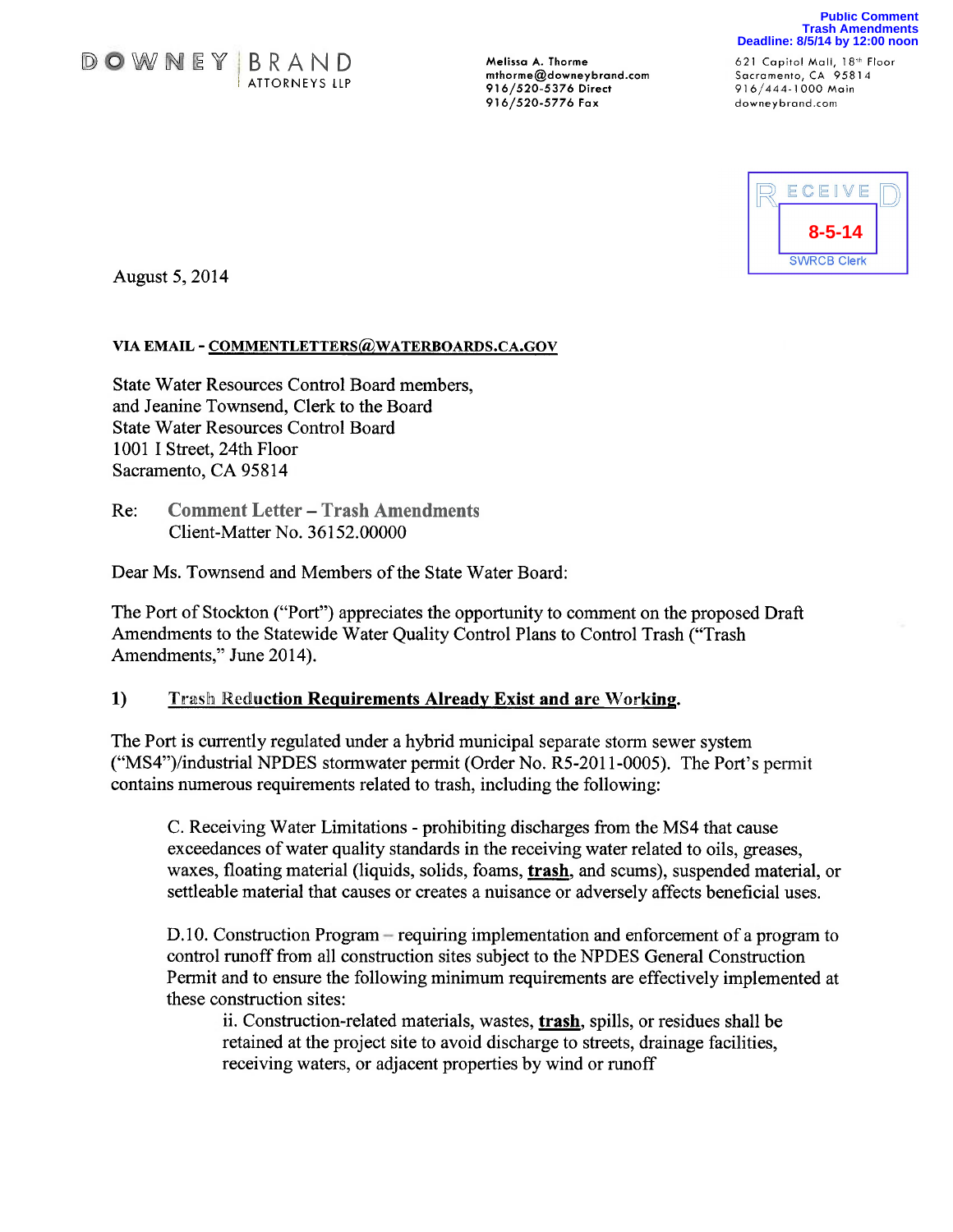Public Comment
Trash Amendments
Deadline: 8/5/14 by 12:00 noon

DOWNEY BRAND
ATTORNEYS LLP

Melissa A. Thorme
mthorme@downeybrand.com
916/520-5376 Direct
916/520-5776 Fax

621 Capitol Mall, 18th Floor
Sacramento, CA 95814
916/444-1000 Main
downeybrand.com

RECEIVED
8-5-14
SWRCB Clerk

August 5, 2014

**VIA EMAIL - COMMENTLETTERS@WATERBOARDS.CA.GOV**

State Water Resources Control Board members,
and Jeanine Townsend, Clerk to the Board
State Water Resources Control Board
1001 I Street, 24th Floor
Sacramento, CA 95814

Re: **Comment Letter – Trash Amendments**
Client-Matter No. 36152.00000

Dear Ms. Townsend and Members of the State Water Board:

The Port of Stockton ("Port") appreciates the opportunity to comment on the proposed Draft Amendments to the Statewide Water Quality Control Plans to Control Trash ("Trash Amendments," June 2014).

## 1) Trash Reduction Requirements Already Exist and are Working.

The Port is currently regulated under a hybrid municipal separate storm sewer system ("MS4")/industrial NPDES stormwater permit (Order No. R5-2011-0005). The Port's permit contains numerous requirements related to trash, including the following:

> C. Receiving Water Limitations - prohibiting discharges from the MS4 that cause exceedances of water quality standards in the receiving water related to oils, greases, waxes, floating material (liquids, solids, foams, **trash**, and scums), suspended material, or settleable material that causes or creates a nuisance or adversely affects beneficial uses.
>
> D.10. Construction Program – requiring implementation and enforcement of a program to control runoff from all construction sites subject to the NPDES General Construction Permit and to ensure the following minimum requirements are effectively implemented at these construction sites:
>
> > ii. Construction-related materials, wastes, **trash**, spills, or residues shall be retained at the project site to avoid discharge to streets, drainage facilities, receiving waters, or adjacent properties by wind or runoff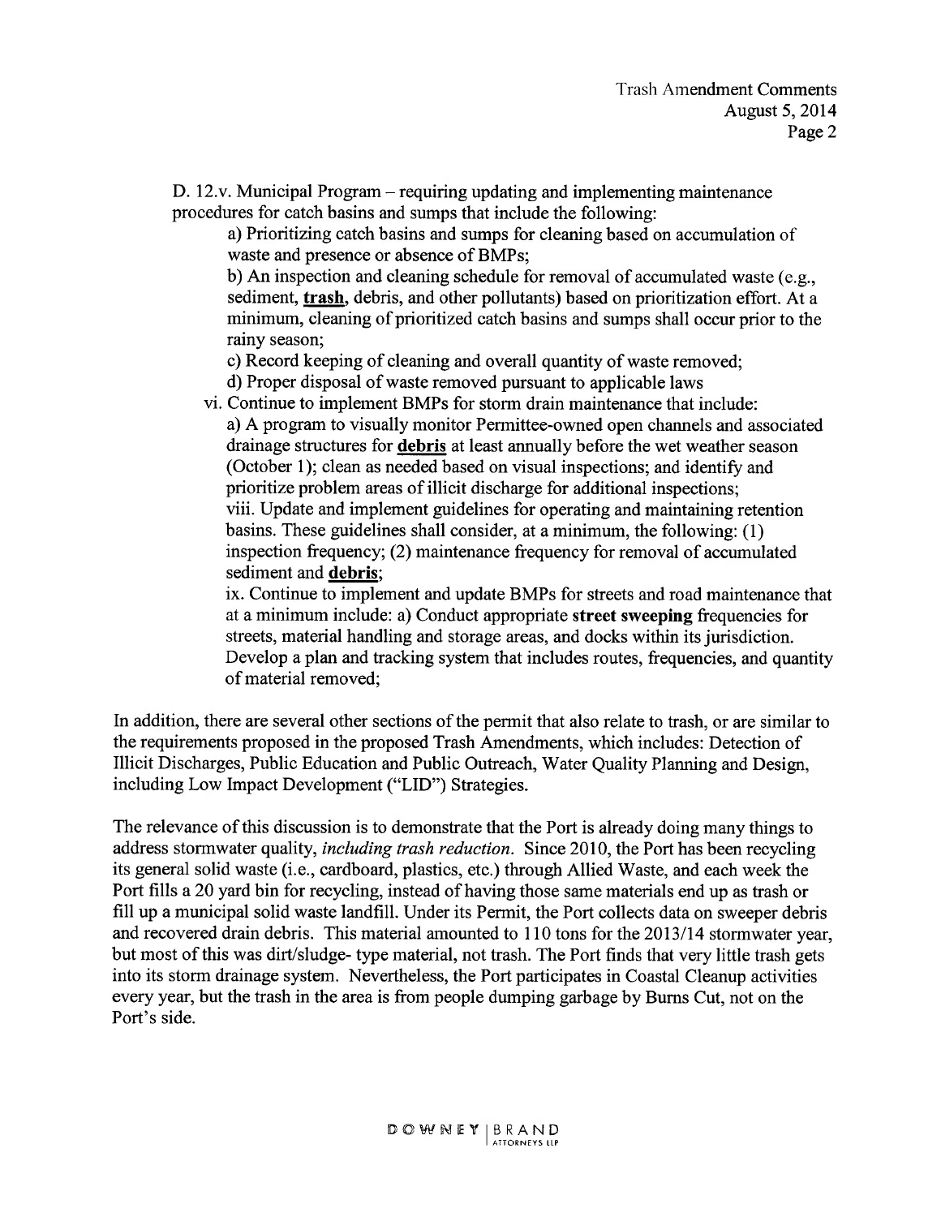D. 12.v. Municipal Program – requiring updating and implementing maintenance procedures for catch basins and sumps that include the following:

a) Prioritizing catch basins and sumps for cleaning based on accumulation of waste and presence or absence of BMPs;

b) An inspection and cleaning schedule for removal of accumulated waste (e.g., sediment, **trash**, debris, and other pollutants) based on prioritization effort. At a minimum, cleaning of prioritized catch basins and sumps shall occur prior to the rainy season;

c) Record keeping of cleaning and overall quantity of waste removed;

d) Proper disposal of waste removed pursuant to applicable laws

vi. Continue to implement BMPs for storm drain maintenance that include:

a) A program to visually monitor Permittee-owned open channels and associated drainage structures for **debris** at least annually before the wet weather season (October 1); clean as needed based on visual inspections; and identify and prioritize problem areas of illicit discharge for additional inspections;

viii. Update and implement guidelines for operating and maintaining retention basins. These guidelines shall consider, at a minimum, the following: (1) inspection frequency; (2) maintenance frequency for removal of accumulated sediment and **debris**;

ix. Continue to implement and update BMPs for streets and road maintenance that at a minimum include: a) Conduct appropriate **street sweeping** frequencies for streets, material handling and storage areas, and docks within its jurisdiction. Develop a plan and tracking system that includes routes, frequencies, and quantity of material removed;

In addition, there are several other sections of the permit that also relate to trash, or are similar to the requirements proposed in the proposed Trash Amendments, which includes: Detection of Illicit Discharges, Public Education and Public Outreach, Water Quality Planning and Design, including Low Impact Development ("LID") Strategies.

The relevance of this discussion is to demonstrate that the Port is already doing many things to address stormwater quality, *including trash reduction.* Since 2010, the Port has been recycling its general solid waste (i.e., cardboard, plastics, etc.) through Allied Waste, and each week the Port fills a 20 yard bin for recycling, instead of having those same materials end up as trash or fill up a municipal solid waste landfill. Under its Permit, the Port collects data on sweeper debris and recovered drain debris. This material amounted to 110 tons for the 2013/14 stormwater year, but most of this was dirt/sludge- type material, not trash. The Port finds that very little trash gets into its storm drainage system. Nevertheless, the Port participates in Coastal Cleanup activities every year, but the trash in the area is from people dumping garbage by Burns Cut, not on the Port's side.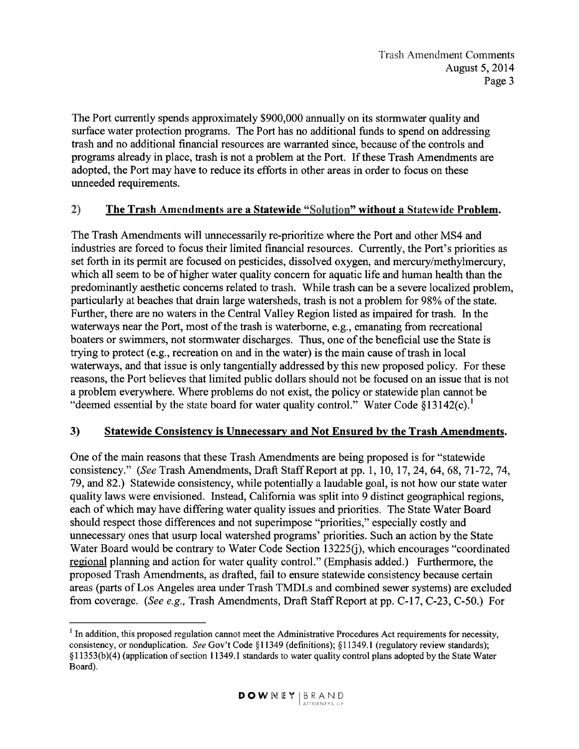The Port currently spends approximately $900,000 annually on its stormwater quality and surface water protection programs. The Port has no additional funds to spend on addressing trash and no additional financial resources are warranted since, because of the controls and programs already in place, trash is not a problem at the Port. If these Trash Amendments are adopted, the Port may have to reduce its efforts in other areas in order to focus on these unneeded requirements.

## 2) The Trash Amendments are a Statewide "Solution" without a Statewide Problem.

The Trash Amendments will unnecessarily re-prioritize where the Port and other MS4 and industries are forced to focus their limited financial resources. Currently, the Port's priorities as set forth in its permit are focused on pesticides, dissolved oxygen, and mercury/methylmercury, which all seem to be of higher water quality concern for aquatic life and human health than the predominantly aesthetic concerns related to trash. While trash can be a severe localized problem, particularly at beaches that drain large watersheds, trash is not a problem for 98% of the state. Further, there are no waters in the Central Valley Region listed as impaired for trash. In the waterways near the Port, most of the trash is waterborne, e.g., emanating from recreational boaters or swimmers, not stormwater discharges. Thus, one of the beneficial use the State is trying to protect (e.g., recreation on and in the water) is the main cause of trash in local waterways, and that issue is only tangentially addressed by this new proposed policy. For these reasons, the Port believes that limited public dollars should not be focused on an issue that is not a problem everywhere. Where problems do not exist, the policy or statewide plan cannot be "deemed essential by the state board for water quality control." Water Code §13142(c).[1]

## 3) Statewide Consistency is Unnecessary and Not Ensured by the Trash Amendments.

One of the main reasons that these Trash Amendments are being proposed is for "statewide consistency." (*See* Trash Amendments, Draft Staff Report at pp. 1, 10, 17, 24, 64, 68, 71-72, 74, 79, and 82.) Statewide consistency, while potentially a laudable goal, is not how our state water quality laws were envisioned. Instead, California was split into 9 distinct geographical regions, each of which may have differing water quality issues and priorities. The State Water Board should respect those differences and not superimpose "priorities," especially costly and unnecessary ones that usurp local watershed programs' priorities. Such an action by the State Water Board would be contrary to Water Code Section 13225(j), which encourages "coordinated <u>regional</u> planning and action for water quality control." (Emphasis added.) Furthermore, the proposed Trash Amendments, as drafted, fail to ensure statewide consistency because certain areas (parts of Los Angeles area under Trash TMDLs and combined sewer systems) are excluded from coverage. (*See e.g.*, Trash Amendments, Draft Staff Report at pp. C-17, C-23, C-50.) For

---

[1] In addition, this proposed regulation cannot meet the Administrative Procedures Act requirements for necessity, consistency, or nonduplication. *See* Gov't Code §11349 (definitions); §11349.1 (regulatory review standards); §11353(b)(4) (application of section 11349.1 standards to water quality control plans adopted by the State Water Board).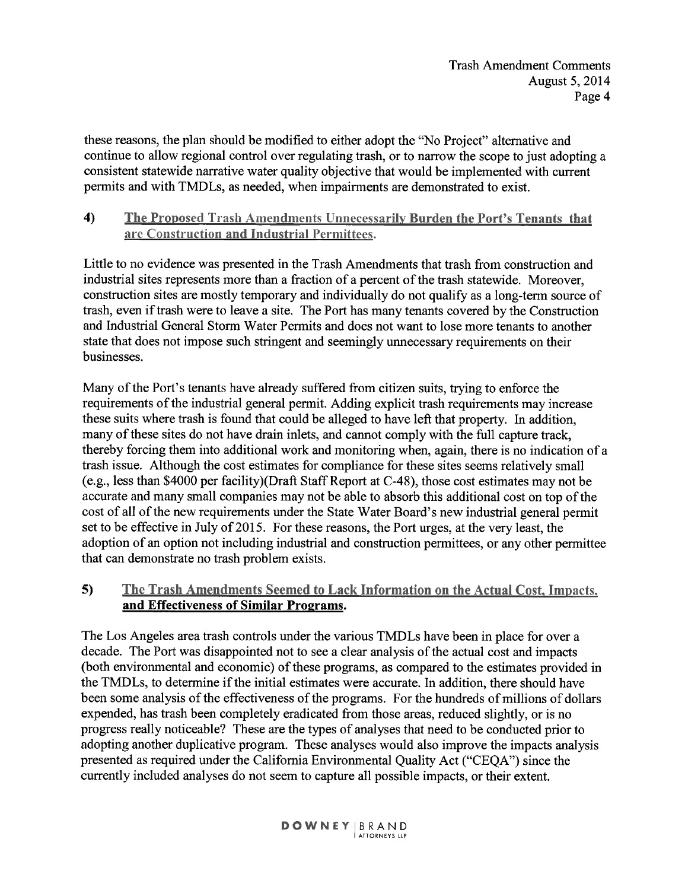these reasons, the plan should be modified to either adopt the "No Project" alternative and continue to allow regional control over regulating trash, or to narrow the scope to just adopting a consistent statewide narrative water quality objective that would be implemented with current permits and with TMDLs, as needed, when impairments are demonstrated to exist.

## 4) The Proposed Trash Amendments Unnecessarily Burden the Port's Tenants that are Construction and Industrial Permittees.

Little to no evidence was presented in the Trash Amendments that trash from construction and industrial sites represents more than a fraction of a percent of the trash statewide. Moreover, construction sites are mostly temporary and individually do not qualify as a long-term source of trash, even if trash were to leave a site. The Port has many tenants covered by the Construction and Industrial General Storm Water Permits and does not want to lose more tenants to another state that does not impose such stringent and seemingly unnecessary requirements on their businesses.

Many of the Port's tenants have already suffered from citizen suits, trying to enforce the requirements of the industrial general permit. Adding explicit trash requirements may increase these suits where trash is found that could be alleged to have left that property. In addition, many of these sites do not have drain inlets, and cannot comply with the full capture track, thereby forcing them into additional work and monitoring when, again, there is no indication of a trash issue. Although the cost estimates for compliance for these sites seems relatively small (e.g., less than $4000 per facility)(Draft Staff Report at C-48), those cost estimates may not be accurate and many small companies may not be able to absorb this additional cost on top of the cost of all of the new requirements under the State Water Board's new industrial general permit set to be effective in July of 2015. For these reasons, the Port urges, at the very least, the adoption of an option not including industrial and construction permittees, or any other permittee that can demonstrate no trash problem exists.

## 5) The Trash Amendments Seemed to Lack Information on the Actual Cost, Impacts, and Effectiveness of Similar Programs.

The Los Angeles area trash controls under the various TMDLs have been in place for over a decade. The Port was disappointed not to see a clear analysis of the actual cost and impacts (both environmental and economic) of these programs, as compared to the estimates provided in the TMDLs, to determine if the initial estimates were accurate. In addition, there should have been some analysis of the effectiveness of the programs. For the hundreds of millions of dollars expended, has trash been completely eradicated from those areas, reduced slightly, or is no progress really noticeable? These are the types of analyses that need to be conducted prior to adopting another duplicative program. These analyses would also improve the impacts analysis presented as required under the California Environmental Quality Act ("CEQA") since the currently included analyses do not seem to capture all possible impacts, or their extent.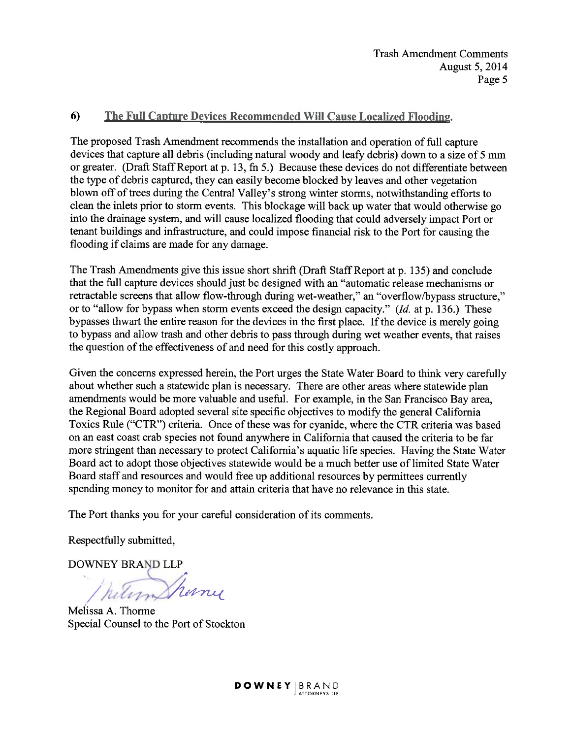## 6) The Full Capture Devices Recommended Will Cause Localized Flooding.

The proposed Trash Amendment recommends the installation and operation of full capture devices that capture all debris (including natural woody and leafy debris) down to a size of 5 mm or greater. (Draft Staff Report at p. 13, fn 5.) Because these devices do not differentiate between the type of debris captured, they can easily become blocked by leaves and other vegetation blown off of trees during the Central Valley's strong winter storms, notwithstanding efforts to clean the inlets prior to storm events. This blockage will back up water that would otherwise go into the drainage system, and will cause localized flooding that could adversely impact Port or tenant buildings and infrastructure, and could impose financial risk to the Port for causing the flooding if claims are made for any damage.

The Trash Amendments give this issue short shrift (Draft Staff Report at p. 135) and conclude that the full capture devices should just be designed with an "automatic release mechanisms or retractable screens that allow flow-through during wet-weather," an "overflow/bypass structure," or to "allow for bypass when storm events exceed the design capacity." (*Id.* at p. 136.) These bypasses thwart the entire reason for the devices in the first place. If the device is merely going to bypass and allow trash and other debris to pass through during wet weather events, that raises the question of the effectiveness of and need for this costly approach.

Given the concerns expressed herein, the Port urges the State Water Board to think very carefully about whether such a statewide plan is necessary. There are other areas where statewide plan amendments would be more valuable and useful. For example, in the San Francisco Bay area, the Regional Board adopted several site specific objectives to modify the general California Toxics Rule ("CTR") criteria. Once of these was for cyanide, where the CTR criteria was based on an east coast crab species not found anywhere in California that caused the criteria to be far more stringent than necessary to protect California's aquatic life species. Having the State Water Board act to adopt those objectives statewide would be a much better use of limited State Water Board staff and resources and would free up additional resources by permittees currently spending money to monitor for and attain criteria that have no relevance in this state.

The Port thanks you for your careful consideration of its comments.

Respectfully submitted,

DOWNEY BRAND LLP

Melissa A. Thorme
Special Counsel to the Port of Stockton